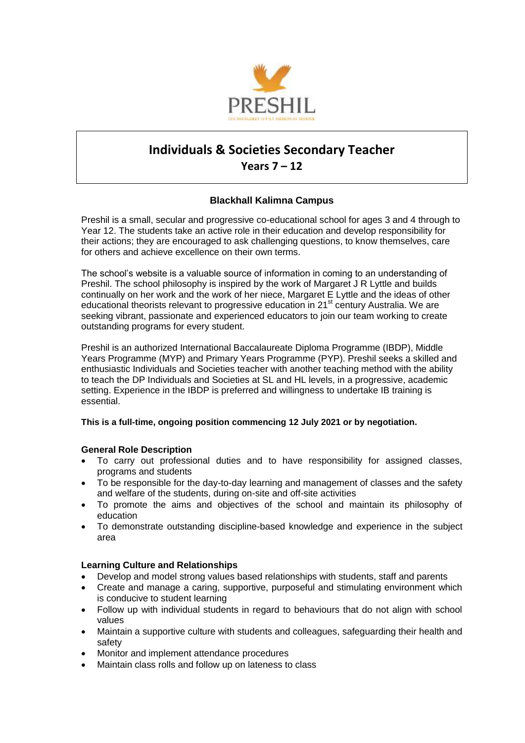PRESHIL

THE MARGARET LYTTLE MEMORIAL SCHOOL

# Individuals & Societies Secondary Teacher

## Years 7 – 12

### Blackhall Kalimna Campus

Preshil is a small, secular and progressive co-educational school for ages 3 and 4 through to Year 12. The students take an active role in their education and develop responsibility for their actions; they are encouraged to ask challenging questions, to know themselves, care for others and achieve excellence on their own terms.

The school's website is a valuable source of information in coming to an understanding of Preshil. The school philosophy is inspired by the work of Margaret J R Lyttle and builds continually on her work and the work of her niece, Margaret E Lyttle and the ideas of other educational theorists relevant to progressive education in 21st century Australia. We are seeking vibrant, passionate and experienced educators to join our team working to create outstanding programs for every student.

Preshil is an authorized International Baccalaureate Diploma Programme (IBDP), Middle Years Programme (MYP) and Primary Years Programme (PYP). Preshil seeks a skilled and enthusiastic Individuals and Societies teacher with another teaching method with the ability to teach the DP Individuals and Societies at SL and HL levels, in a progressive, academic setting. Experience in the IBDP is preferred and willingness to undertake IB training is essential.

**This is a full-time, ongoing position commencing 12 July 2021 or by negotiation.**

**General Role Description**

- To carry out professional duties and to have responsibility for assigned classes, programs and students
- To be responsible for the day-to-day learning and management of classes and the safety and welfare of the students, during on-site and off-site activities
- To promote the aims and objectives of the school and maintain its philosophy of education
- To demonstrate outstanding discipline-based knowledge and experience in the subject area

**Learning Culture and Relationships**

- Develop and model strong values based relationships with students, staff and parents
- Create and manage a caring, supportive, purposeful and stimulating environment which is conducive to student learning
- Follow up with individual students in regard to behaviours that do not align with school values
- Maintain a supportive culture with students and colleagues, safeguarding their health and safety
- Monitor and implement attendance procedures
- Maintain class rolls and follow up on lateness to class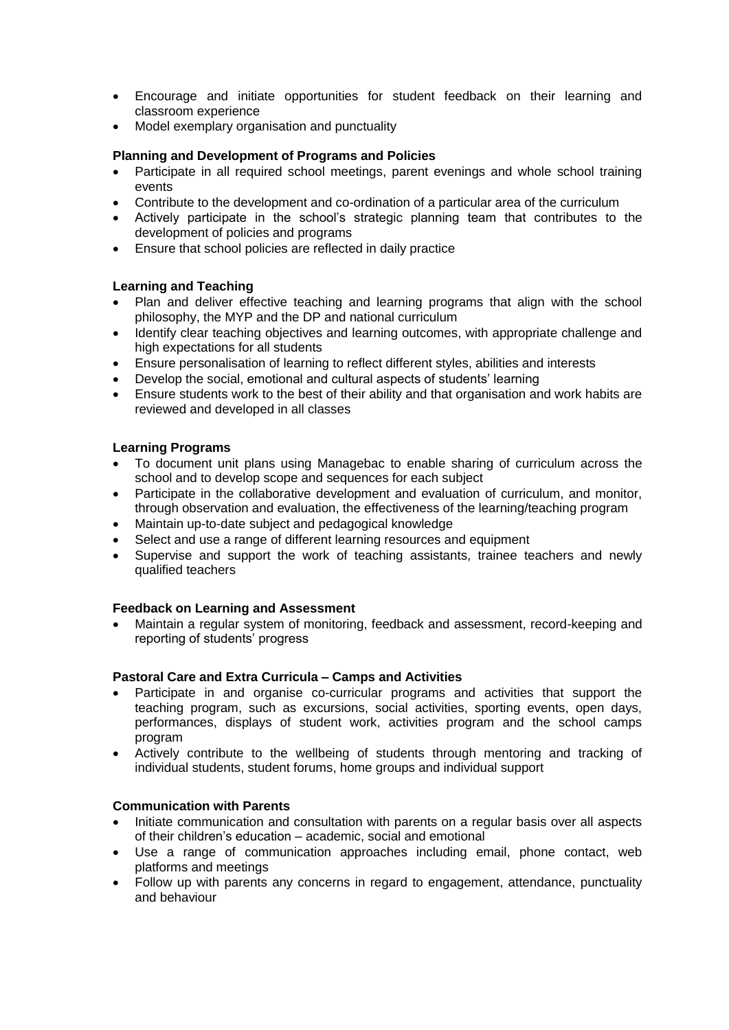- Encourage and initiate opportunities for student feedback on their learning and classroom experience
- Model exemplary organisation and punctuality

**Planning and Development of Programs and Policies**

- Participate in all required school meetings, parent evenings and whole school training events
- Contribute to the development and co-ordination of a particular area of the curriculum
- Actively participate in the school's strategic planning team that contributes to the development of policies and programs
- Ensure that school policies are reflected in daily practice

**Learning and Teaching**

- Plan and deliver effective teaching and learning programs that align with the school philosophy, the MYP and the DP and national curriculum
- Identify clear teaching objectives and learning outcomes, with appropriate challenge and high expectations for all students
- Ensure personalisation of learning to reflect different styles, abilities and interests
- Develop the social, emotional and cultural aspects of students' learning
- Ensure students work to the best of their ability and that organisation and work habits are reviewed and developed in all classes

**Learning Programs**

- To document unit plans using Managebac to enable sharing of curriculum across the school and to develop scope and sequences for each subject
- Participate in the collaborative development and evaluation of curriculum, and monitor, through observation and evaluation, the effectiveness of the learning/teaching program
- Maintain up-to-date subject and pedagogical knowledge
- Select and use a range of different learning resources and equipment
- Supervise and support the work of teaching assistants, trainee teachers and newly qualified teachers

**Feedback on Learning and Assessment**

- Maintain a regular system of monitoring, feedback and assessment, record-keeping and reporting of students' progress

**Pastoral Care and Extra Curricula – Camps and Activities**

- Participate in and organise co-curricular programs and activities that support the teaching program, such as excursions, social activities, sporting events, open days, performances, displays of student work, activities program and the school camps program
- Actively contribute to the wellbeing of students through mentoring and tracking of individual students, student forums, home groups and individual support

**Communication with Parents**

- Initiate communication and consultation with parents on a regular basis over all aspects of their children's education – academic, social and emotional
- Use a range of communication approaches including email, phone contact, web platforms and meetings
- Follow up with parents any concerns in regard to engagement, attendance, punctuality and behaviour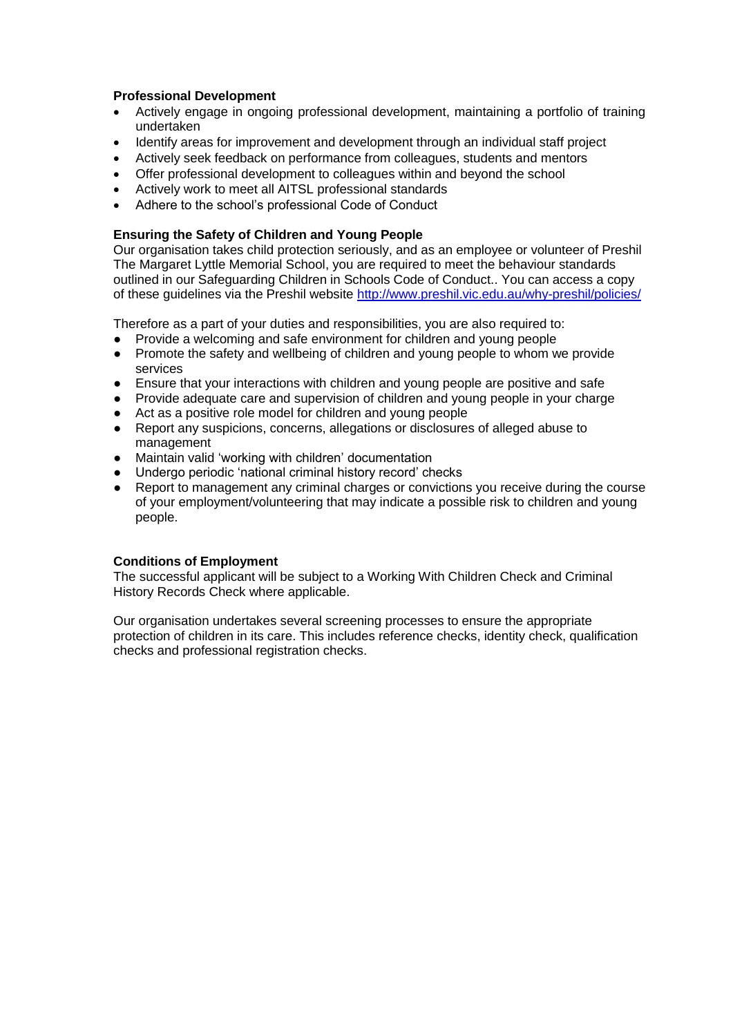**Professional Development**

- Actively engage in ongoing professional development, maintaining a portfolio of training undertaken
- Identify areas for improvement and development through an individual staff project
- Actively seek feedback on performance from colleagues, students and mentors
- Offer professional development to colleagues within and beyond the school
- Actively work to meet all AITSL professional standards
- Adhere to the school's professional Code of Conduct

**Ensuring the Safety of Children and Young People**

Our organisation takes child protection seriously, and as an employee or volunteer of Preshil The Margaret Lyttle Memorial School, you are required to meet the behaviour standards outlined in our Safeguarding Children in Schools Code of Conduct.. You can access a copy of these guidelines via the Preshil website [http://www.preshil.vic.edu.au/why-preshil/policies/](http://www.preshil.vic.edu.au/why-preshil/policies/)

Therefore as a part of your duties and responsibilities, you are also required to:

- Provide a welcoming and safe environment for children and young people
- Promote the safety and wellbeing of children and young people to whom we provide services
- Ensure that your interactions with children and young people are positive and safe
- Provide adequate care and supervision of children and young people in your charge
- Act as a positive role model for children and young people
- Report any suspicions, concerns, allegations or disclosures of alleged abuse to management
- Maintain valid 'working with children' documentation
- Undergo periodic 'national criminal history record' checks
- Report to management any criminal charges or convictions you receive during the course of your employment/volunteering that may indicate a possible risk to children and young people.

**Conditions of Employment**

The successful applicant will be subject to a Working With Children Check and Criminal History Records Check where applicable.

Our organisation undertakes several screening processes to ensure the appropriate protection of children in its care. This includes reference checks, identity check, qualification checks and professional registration checks.